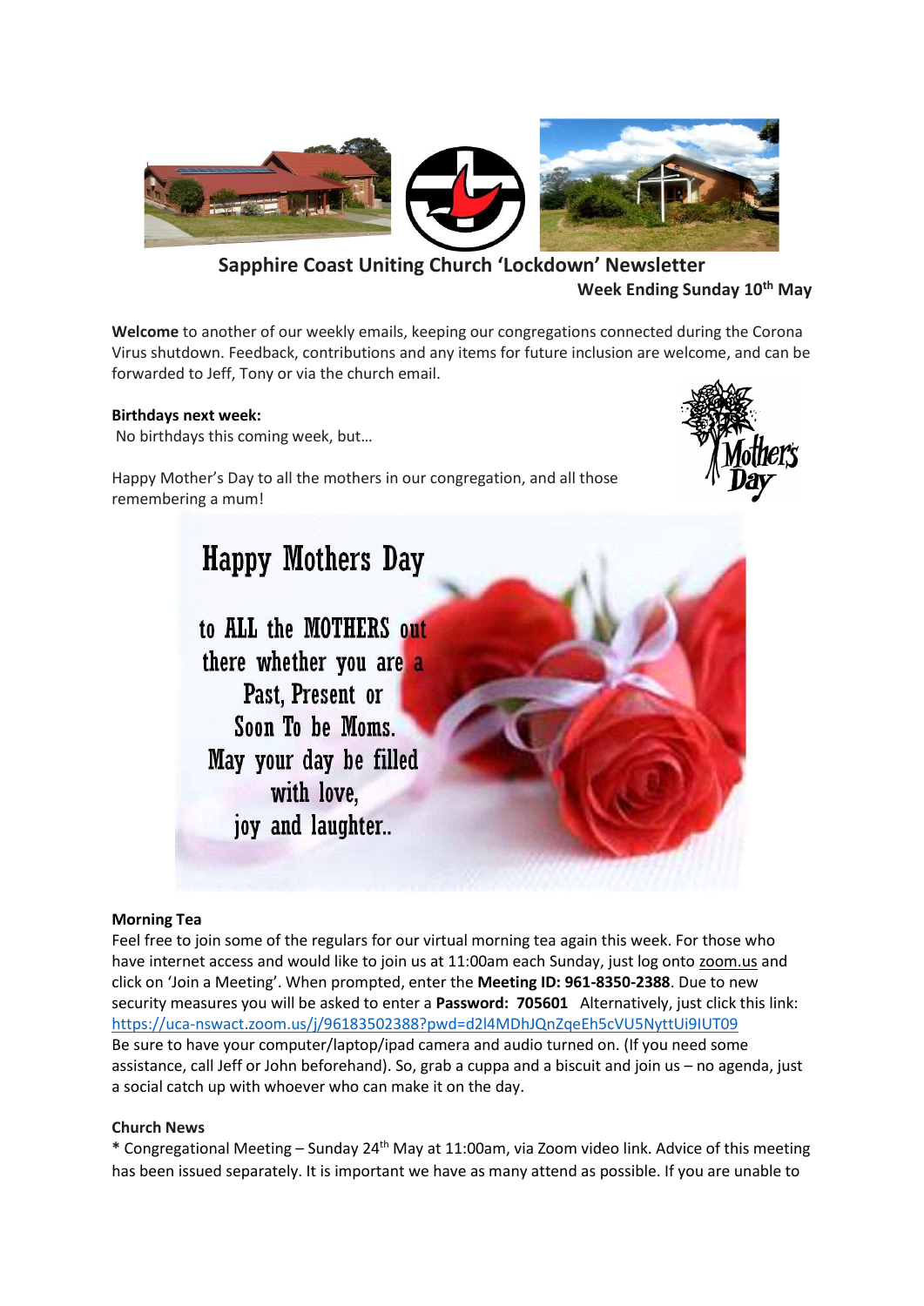# Sapphire Coast Uniting Church 'Lockdown' Newsletter

**Week Ending Sunday 10th May**

**Welcome** to another of our weekly emails, keeping our congregations connected during the Corona Virus shutdown. Feedback, contributions and any items for future inclusion are welcome, and can be forwarded to Jeff, Tony or via the church email.

**Birthdays next week:**

No birthdays this coming week, but…

Happy Mother's Day to all the mothers in our congregation, and all those remembering a mum!

Happy Mothers Day

to ALL the MOTHERS out there whether you are a Past, Present or Soon To be Moms. May your day be filled with love, joy and laughter..

**Morning Tea**

Feel free to join some of the regulars for our virtual morning tea again this week. For those who have internet access and would like to join us at 11:00am each Sunday, just log onto zoom.us and click on 'Join a Meeting'. When prompted, enter the **Meeting ID: 961-8350-2388**. Due to new security measures you will be asked to enter a **Password: 705601** Alternatively, just click this link: https://uca-nswact.zoom.us/j/96183502388?pwd=d2l4MDhJQnZqeEh5cVU5NyttUi9IUT09

Be sure to have your computer/laptop/ipad camera and audio turned on. (If you need some assistance, call Jeff or John beforehand). So, grab a cuppa and a biscuit and join us – no agenda, just a social catch up with whoever who can make it on the day.

**Church News**

* Congregational Meeting – Sunday 24th May at 11:00am, via Zoom video link. Advice of this meeting has been issued separately. It is important we have as many attend as possible. If you are unable to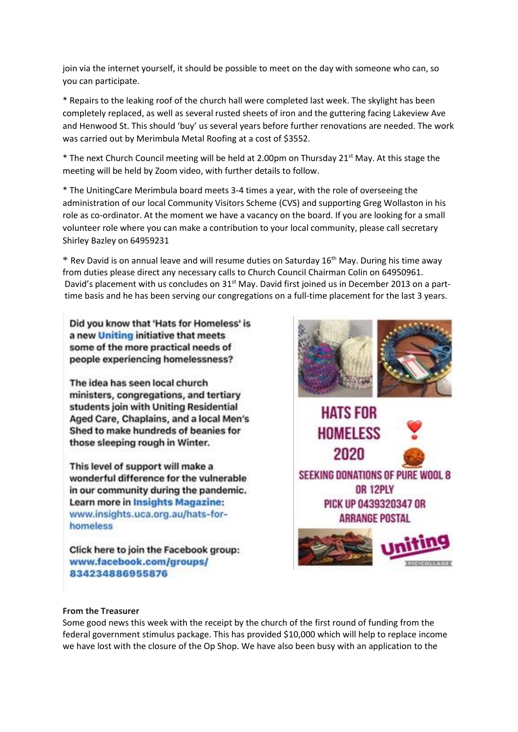join via the internet yourself, it should be possible to meet on the day with someone who can, so you can participate.

* Repairs to the leaking roof of the church hall were completed last week. The skylight has been completely replaced, as well as several rusted sheets of iron and the guttering facing Lakeview Ave and Henwood St. This should 'buy' us several years before further renovations are needed. The work was carried out by Merimbula Metal Roofing at a cost of $3552.

* The next Church Council meeting will be held at 2.00pm on Thursday 21st May. At this stage the meeting will be held by Zoom video, with further details to follow.

* The UnitingCare Merimbula board meets 3-4 times a year, with the role of overseeing the administration of our local Community Visitors Scheme (CVS) and supporting Greg Wollaston in his role as co-ordinator. At the moment we have a vacancy on the board. If you are looking for a small volunteer role where you can make a contribution to your local community, please call secretary Shirley Bazley on 64959231

* Rev David is on annual leave and will resume duties on Saturday 16th May. During his time away from duties please direct any necessary calls to Church Council Chairman Colin on 64950961. David's placement with us concludes on 31st May. David first joined us in December 2013 on a part-time basis and he has been serving our congregations on a full-time placement for the last 3 years.

Did you know that 'Hats for Homeless' is a new Uniting initiative that meets some of the more practical needs of people experiencing homelessness?

The idea has seen local church ministers, congregations, and tertiary students join with Uniting Residential Aged Care, Chaplains, and a local Men's Shed to make hundreds of beanies for those sleeping rough in Winter.

This level of support will make a wonderful difference for the vulnerable in our community during the pandemic. Learn more in Insights Magazine: www.insights.uca.org.au/hats-for-homeless

Click here to join the Facebook group: www.facebook.com/groups/834234886955876

HATS FOR HOMELESS 2020

SEEKING DONATIONS OF PURE WOOL 8 OR 12PLY

PICK UP 0439320347 OR ARRANGE POSTAL

**From the Treasurer**

Some good news this week with the receipt by the church of the first round of funding from the federal government stimulus package. This has provided $10,000 which will help to replace income we have lost with the closure of the Op Shop. We have also been busy with an application to the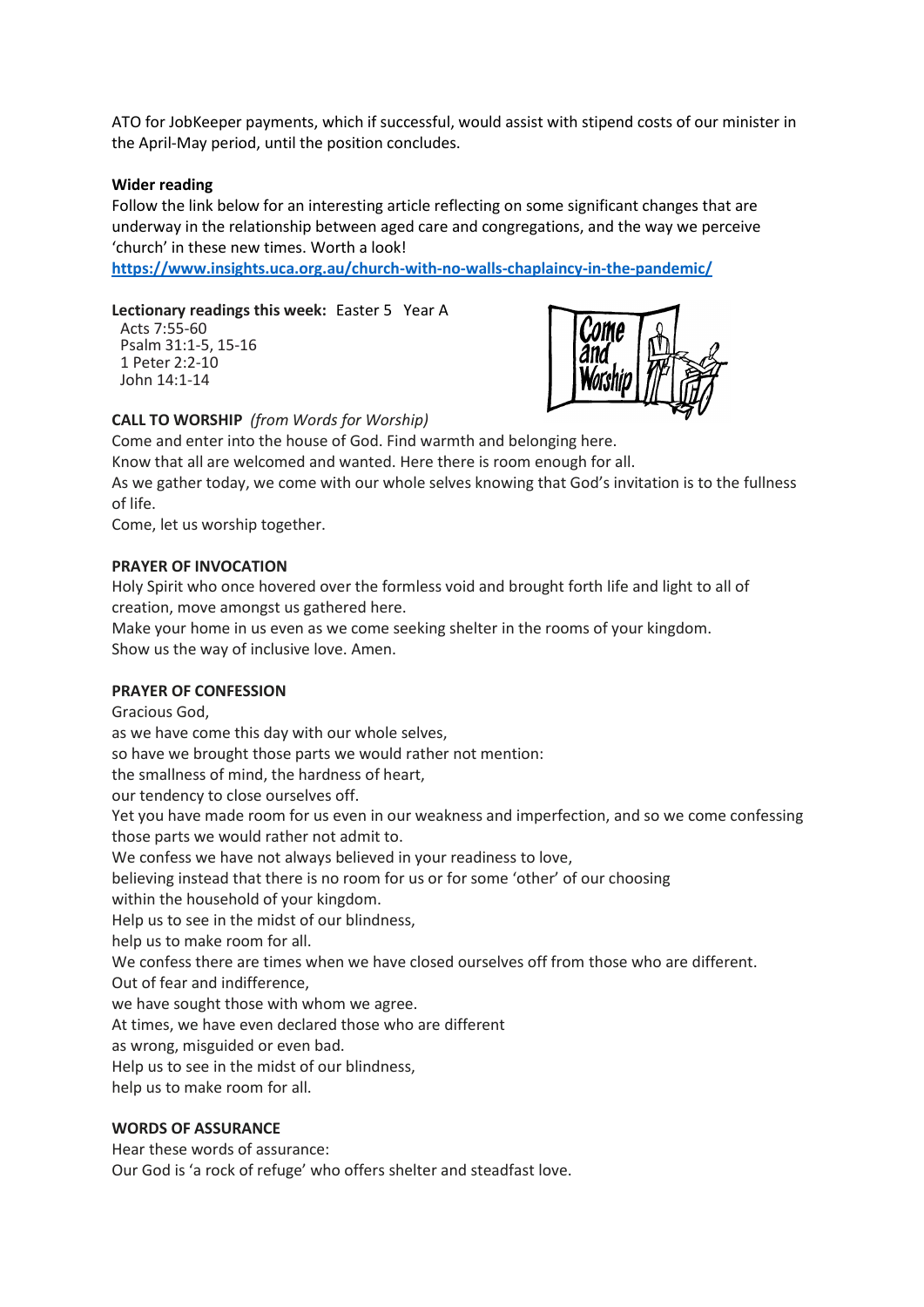ATO for JobKeeper payments, which if successful, would assist with stipend costs of our minister in the April-May period, until the position concludes.

**Wider reading**

Follow the link below for an interesting article reflecting on some significant changes that are underway in the relationship between aged care and congregations, and the way we perceive 'church' in these new times. Worth a look!

**https://www.insights.uca.org.au/church-with-no-walls-chaplaincy-in-the-pandemic/**

**Lectionary readings this week:** Easter 5 Year A

Acts 7:55-60
Psalm 31:1-5, 15-16
1 Peter 2:2-10
John 14:1-14

**CALL TO WORSHIP** *(from Words for Worship)*

Come and enter into the house of God. Find warmth and belonging here.
Know that all are welcomed and wanted. Here there is room enough for all.
As we gather today, we come with our whole selves knowing that God's invitation is to the fullness of life.
Come, let us worship together.

**PRAYER OF INVOCATION**

Holy Spirit who once hovered over the formless void and brought forth life and light to all of creation, move amongst us gathered here.
Make your home in us even as we come seeking shelter in the rooms of your kingdom.
Show us the way of inclusive love. Amen.

**PRAYER OF CONFESSION**

Gracious God,
as we have come this day with our whole selves,
so have we brought those parts we would rather not mention:
the smallness of mind, the hardness of heart,
our tendency to close ourselves off.
Yet you have made room for us even in our weakness and imperfection, and so we come confessing those parts we would rather not admit to.
We confess we have not always believed in your readiness to love,
believing instead that there is no room for us or for some 'other' of our choosing
within the household of your kingdom.
Help us to see in the midst of our blindness,
help us to make room for all.
We confess there are times when we have closed ourselves off from those who are different.
Out of fear and indifference,
we have sought those with whom we agree.
At times, we have even declared those who are different
as wrong, misguided or even bad.
Help us to see in the midst of our blindness,
help us to make room for all.

**WORDS OF ASSURANCE**

Hear these words of assurance:
Our God is 'a rock of refuge' who offers shelter and steadfast love.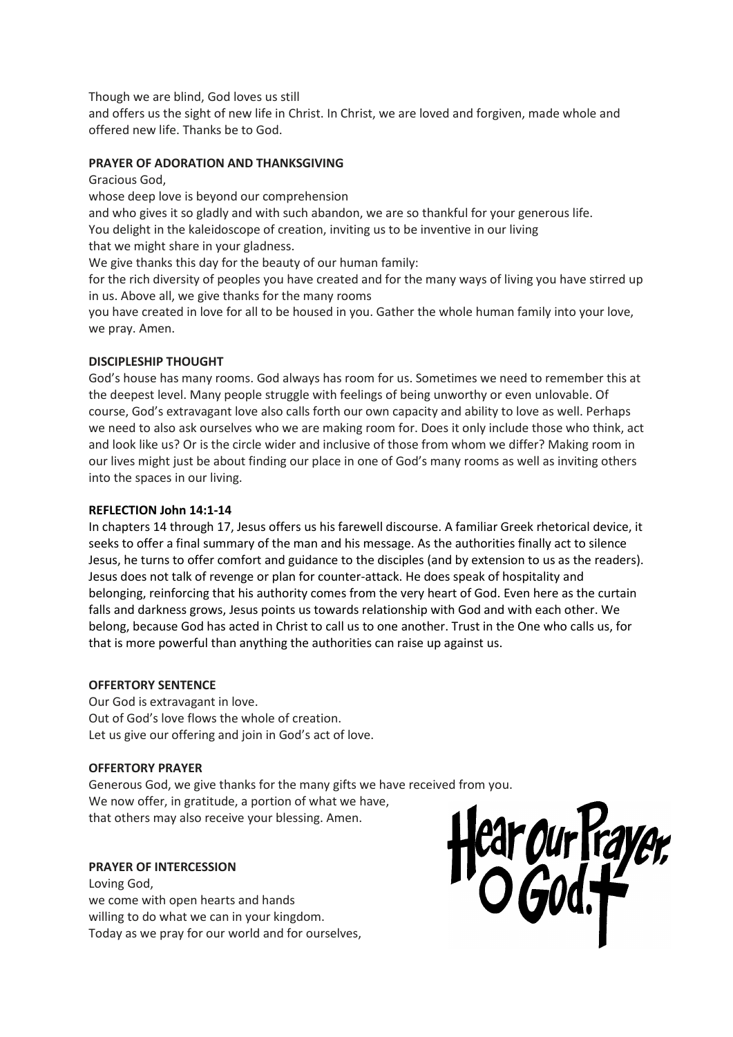Though we are blind, God loves us still
and offers us the sight of new life in Christ. In Christ, we are loved and forgiven, made whole and offered new life. Thanks be to God.

**PRAYER OF ADORATION AND THANKSGIVING**

Gracious God,
whose deep love is beyond our comprehension
and who gives it so gladly and with such abandon, we are so thankful for your generous life.
You delight in the kaleidoscope of creation, inviting us to be inventive in our living
that we might share in your gladness.
We give thanks this day for the beauty of our human family:
for the rich diversity of peoples you have created and for the many ways of living you have stirred up in us. Above all, we give thanks for the many rooms
you have created in love for all to be housed in you. Gather the whole human family into your love, we pray. Amen.

**DISCIPLESHIP THOUGHT**

God's house has many rooms. God always has room for us. Sometimes we need to remember this at the deepest level. Many people struggle with feelings of being unworthy or even unlovable. Of course, God's extravagant love also calls forth our own capacity and ability to love as well. Perhaps we need to also ask ourselves who we are making room for. Does it only include those who think, act and look like us? Or is the circle wider and inclusive of those from whom we differ? Making room in our lives might just be about finding our place in one of God's many rooms as well as inviting others into the spaces in our living.

**REFLECTION John 14:1-14**

In chapters 14 through 17, Jesus offers us his farewell discourse. A familiar Greek rhetorical device, it seeks to offer a final summary of the man and his message. As the authorities finally act to silence Jesus, he turns to offer comfort and guidance to the disciples (and by extension to us as the readers). Jesus does not talk of revenge or plan for counter-attack. He does speak of hospitality and belonging, reinforcing that his authority comes from the very heart of God. Even here as the curtain falls and darkness grows, Jesus points us towards relationship with God and with each other. We belong, because God has acted in Christ to call us to one another. Trust in the One who calls us, for that is more powerful than anything the authorities can raise up against us.

**OFFERTORY SENTENCE**

Our God is extravagant in love.
Out of God's love flows the whole of creation.
Let us give our offering and join in God's act of love.

**OFFERTORY PRAYER**

Generous God, we give thanks for the many gifts we have received from you.
We now offer, in gratitude, a portion of what we have,
that others may also receive your blessing. Amen.

**PRAYER OF INTERCESSION**

Loving God,
we come with open hearts and hands
willing to do what we can in your kingdom.
Today as we pray for our world and for ourselves,

Hear our Prayer, O God.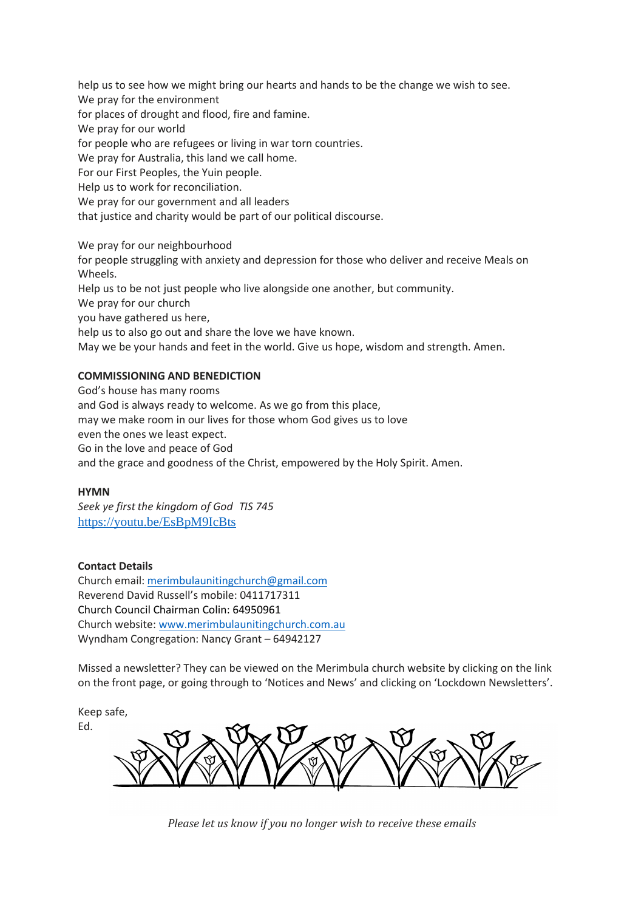help us to see how we might bring our hearts and hands to be the change we wish to see.
We pray for the environment
for places of drought and flood, fire and famine.
We pray for our world
for people who are refugees or living in war torn countries.
We pray for Australia, this land we call home.
For our First Peoples, the Yuin people.
Help us to work for reconciliation.
We pray for our government and all leaders
that justice and charity would be part of our political discourse.

We pray for our neighbourhood
for people struggling with anxiety and depression for those who deliver and receive Meals on Wheels.
Help us to be not just people who live alongside one another, but community.
We pray for our church
you have gathered us here,
help us to also go out and share the love we have known.
May we be your hands and feet in the world. Give us hope, wisdom and strength. Amen.

**COMMISSIONING AND BENEDICTION**

God's house has many rooms
and God is always ready to welcome. As we go from this place,
may we make room in our lives for those whom God gives us to love
even the ones we least expect.
Go in the love and peace of God
and the grace and goodness of the Christ, empowered by the Holy Spirit. Amen.

**HYMN**

*Seek ye first the kingdom of God TIS 745*
https://youtu.be/EsBpM9IcBts

**Contact Details**

Church email: merimbulaunitingchurch@gmail.com
Reverend David Russell's mobile: 0411717311
Church Council Chairman Colin: 64950961
Church website: www.merimbulaunitingchurch.com.au
Wyndham Congregation: Nancy Grant – 64942127

Missed a newsletter? They can be viewed on the Merimbula church website by clicking on the link on the front page, or going through to 'Notices and News' and clicking on 'Lockdown Newsletters'.

Keep safe,
Ed.

*Please let us know if you no longer wish to receive these emails*